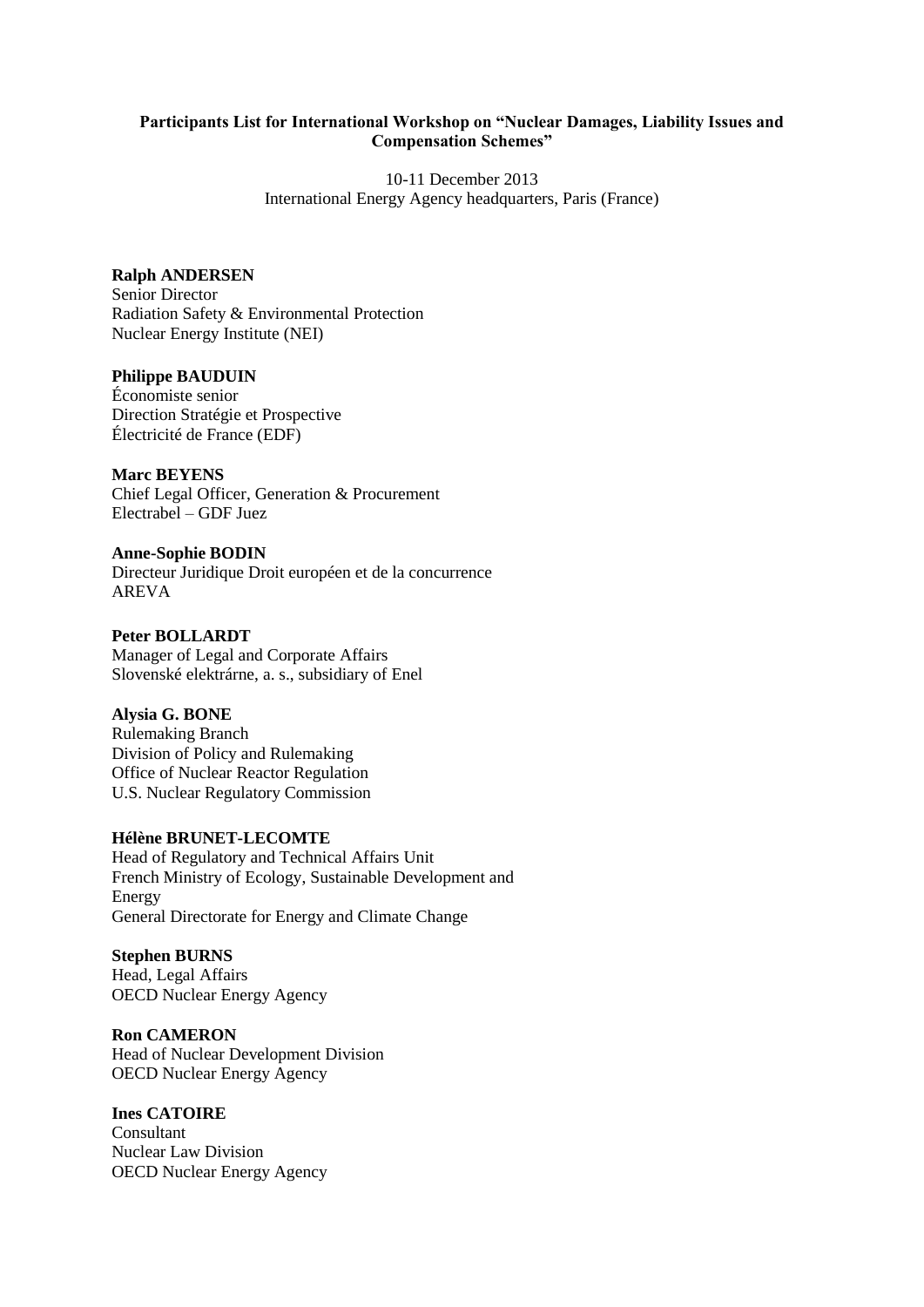**Participants List for International Workshop on "Nuclear Damages, Liability Issues and Compensation Schemes"**

10-11 December 2013
International Energy Agency headquarters, Paris (France)

**Ralph ANDERSEN**
Senior Director
Radiation Safety & Environmental Protection
Nuclear Energy Institute (NEI)

**Philippe BAUDUIN**
Économiste senior
Direction Stratégie et Prospective
Électricité de France (EDF)

**Marc BEYENS**
Chief Legal Officer, Generation & Procurement
Electrabel – GDF Juez

**Anne-Sophie BODIN**
Directeur Juridique Droit européen et de la concurrence
AREVA

**Peter BOLLARDT**
Manager of Legal and Corporate Affairs
Slovenské elektrárne, a. s., subsidiary of Enel

**Alysia G. BONE**
Rulemaking Branch
Division of Policy and Rulemaking
Office of Nuclear Reactor Regulation
U.S. Nuclear Regulatory Commission

**Hélène BRUNET-LECOMTE**
Head of Regulatory and Technical Affairs Unit
French Ministry of Ecology, Sustainable Development and Energy
General Directorate for Energy and Climate Change

**Stephen BURNS**
Head, Legal Affairs
OECD Nuclear Energy Agency

**Ron CAMERON**
Head of Nuclear Development Division
OECD Nuclear Energy Agency

**Ines CATOIRE**
Consultant
Nuclear Law Division
OECD Nuclear Energy Agency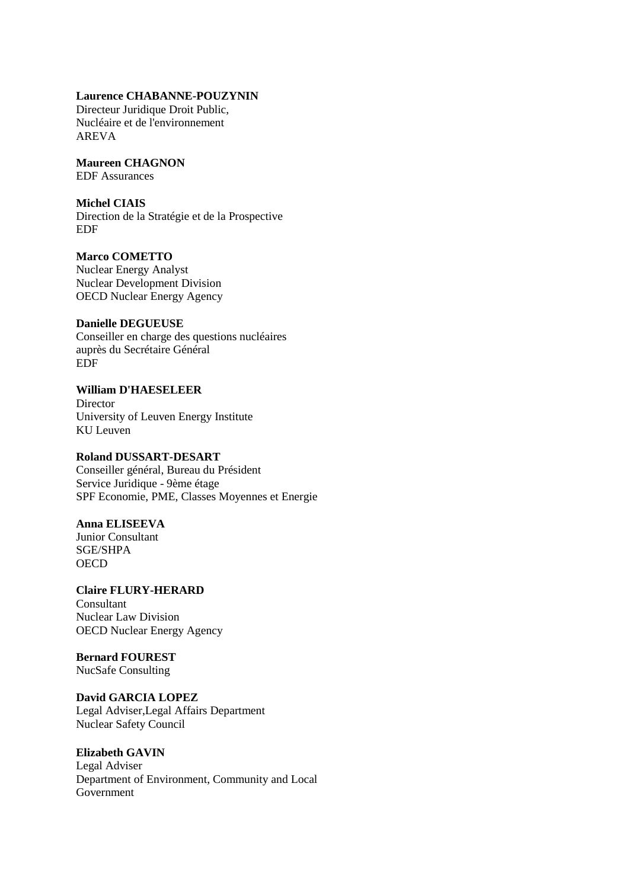**Laurence CHABANNE-POUZYNIN**
Directeur Juridique Droit Public,
Nucléaire et de l'environnement
AREVA

**Maureen CHAGNON**
EDF Assurances

**Michel CIAIS**
Direction de la Stratégie et de la Prospective
EDF

**Marco COMETTO**
Nuclear Energy Analyst
Nuclear Development Division
OECD Nuclear Energy Agency

**Danielle DEGUEUSE**
Conseiller en charge des questions nucléaires
auprès du Secrétaire Général
EDF

**William D'HAESELEER**
Director
University of Leuven Energy Institute
KU Leuven

**Roland DUSSART-DESART**
Conseiller général, Bureau du Président
Service Juridique - 9ème étage
SPF Economie, PME, Classes Moyennes et Energie

**Anna ELISEEVA**
Junior Consultant
SGE/SHPA
OECD

**Claire FLURY-HERARD**
Consultant
Nuclear Law Division
OECD Nuclear Energy Agency

**Bernard FOUREST**
NucSafe Consulting

**David GARCIA LOPEZ**
Legal Adviser,Legal Affairs Department
Nuclear Safety Council

**Elizabeth GAVIN**
Legal Adviser
Department of Environment, Community and Local
Government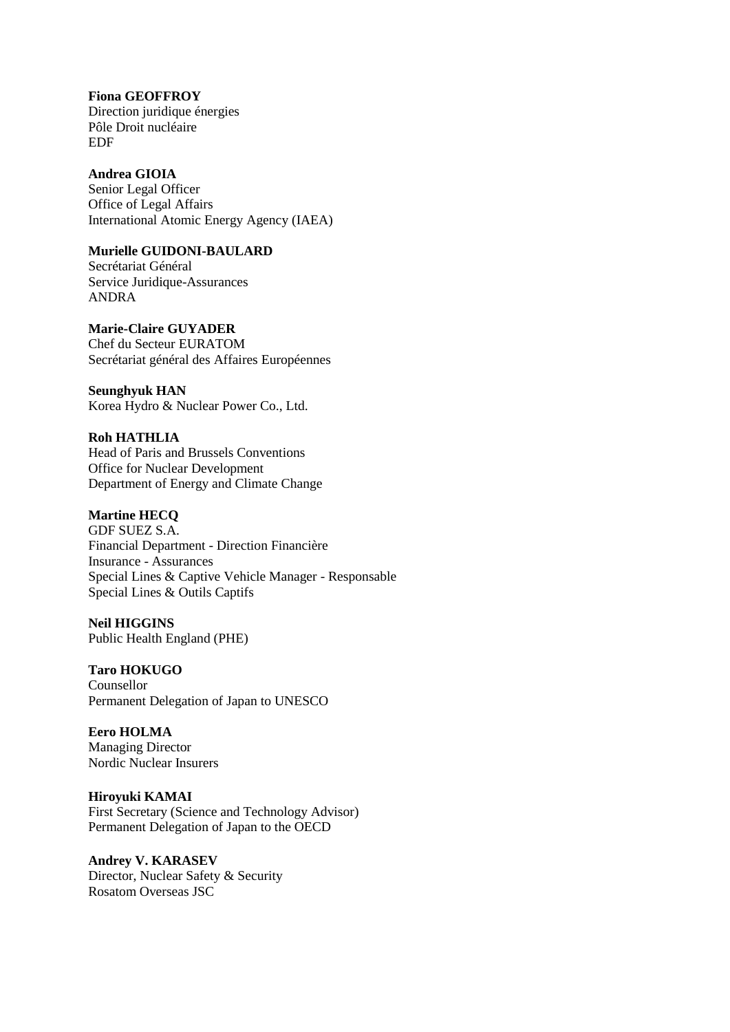**Fiona GEOFFROY**
Direction juridique énergies
Pôle Droit nucléaire
EDF

**Andrea GIOIA**
Senior Legal Officer
Office of Legal Affairs
International Atomic Energy Agency (IAEA)

**Murielle GUIDONI-BAULARD**
Secrétariat Général
Service Juridique-Assurances
ANDRA

**Marie-Claire GUYADER**
Chef du Secteur EURATOM
Secrétariat général des Affaires Européennes

**Seunghyuk HAN**
Korea Hydro & Nuclear Power Co., Ltd.

**Roh HATHLIA**
Head of Paris and Brussels Conventions
Office for Nuclear Development
Department of Energy and Climate Change

**Martine HECQ**
GDF SUEZ S.A.
Financial Department - Direction Financière
Insurance - Assurances
Special Lines & Captive Vehicle Manager - Responsable
Special Lines & Outils Captifs

**Neil HIGGINS**
Public Health England (PHE)

**Taro HOKUGO**
Counsellor
Permanent Delegation of Japan to UNESCO

**Eero HOLMA**
Managing Director
Nordic Nuclear Insurers

**Hiroyuki KAMAI**
First Secretary (Science and Technology Advisor)
Permanent Delegation of Japan to the OECD

**Andrey V. KARASEV**
Director, Nuclear Safety & Security
Rosatom Overseas JSC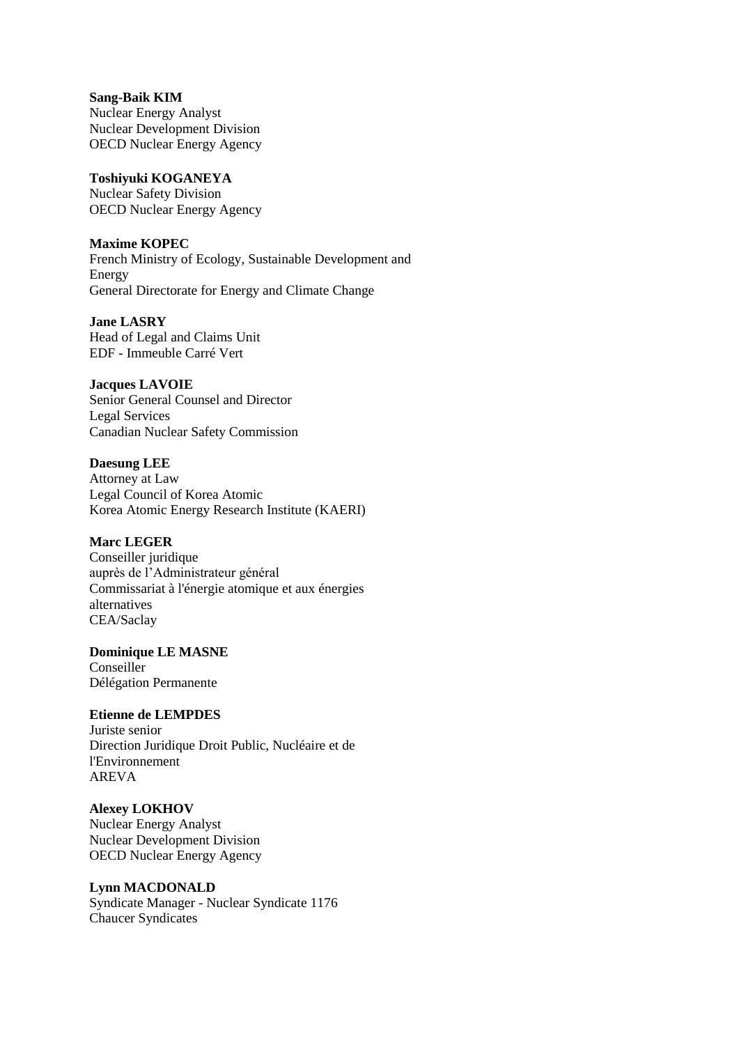**Sang-Baik KIM**
Nuclear Energy Analyst
Nuclear Development Division
OECD Nuclear Energy Agency

**Toshiyuki KOGANEYA**
Nuclear Safety Division
OECD Nuclear Energy Agency

**Maxime KOPEC**
French Ministry of Ecology, Sustainable Development and Energy
General Directorate for Energy and Climate Change

**Jane LASRY**
Head of Legal and Claims Unit
EDF - Immeuble Carré Vert

**Jacques LAVOIE**
Senior General Counsel and Director
Legal Services
Canadian Nuclear Safety Commission

**Daesung LEE**
Attorney at Law
Legal Council of Korea Atomic
Korea Atomic Energy Research Institute (KAERI)

**Marc LEGER**
Conseiller juridique
auprès de l'Administrateur général
Commissariat à l'énergie atomique et aux énergies alternatives
CEA/Saclay

**Dominique LE MASNE**
Conseiller
Délégation Permanente

**Etienne de LEMPDES**
Juriste senior
Direction Juridique Droit Public, Nucléaire et de l'Environnement
AREVA

**Alexey LOKHOV**
Nuclear Energy Analyst
Nuclear Development Division
OECD Nuclear Energy Agency

**Lynn MACDONALD**
Syndicate Manager - Nuclear Syndicate 1176
Chaucer Syndicates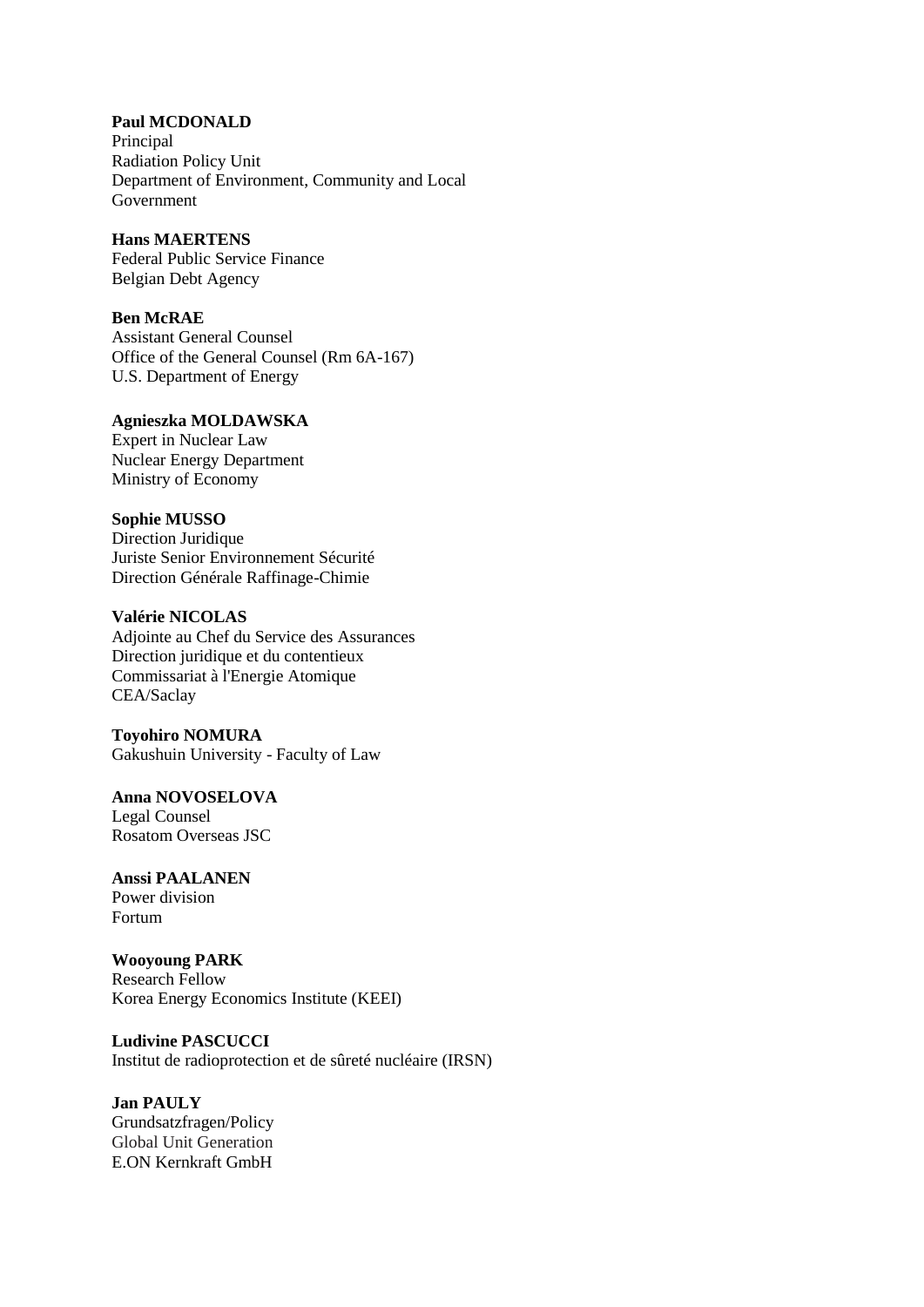**Paul MCDONALD**
Principal
Radiation Policy Unit
Department of Environment, Community and Local Government

**Hans MAERTENS**
Federal Public Service Finance
Belgian Debt Agency

**Ben McRAE**
Assistant General Counsel
Office of the General Counsel (Rm 6A-167)
U.S. Department of Energy

**Agnieszka MOLDAWSKA**
Expert in Nuclear Law
Nuclear Energy Department
Ministry of Economy

**Sophie MUSSO**
Direction Juridique
Juriste Senior Environnement Sécurité
Direction Générale Raffinage-Chimie

**Valérie NICOLAS**
Adjointe au Chef du Service des Assurances
Direction juridique et du contentieux
Commissariat à l'Energie Atomique
CEA/Saclay

**Toyohiro NOMURA**
Gakushuin University - Faculty of Law

**Anna NOVOSELOVA**
Legal Counsel
Rosatom Overseas JSC

**Anssi PAALANEN**
Power division
Fortum

**Wooyoung PARK**
Research Fellow
Korea Energy Economics Institute (KEEI)

**Ludivine PASCUCCI**
Institut de radioprotection et de sûreté nucléaire (IRSN)

**Jan PAULY**
Grundsatzfragen/Policy
Global Unit Generation
E.ON Kernkraft GmbH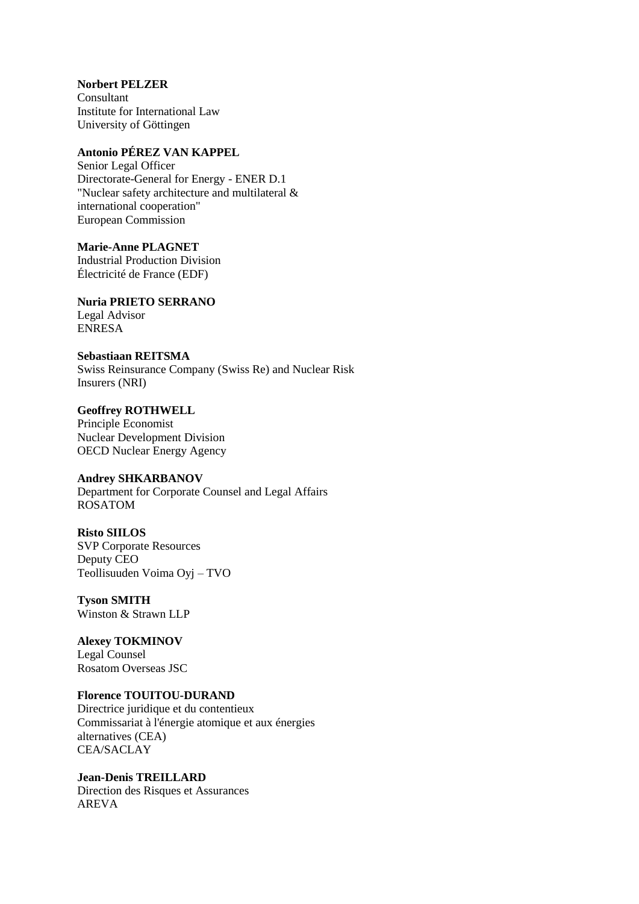**Norbert PELZER**
Consultant
Institute for International Law
University of Göttingen

**Antonio PÉREZ VAN KAPPEL**
Senior Legal Officer
Directorate-General for Energy - ENER D.1
"Nuclear safety architecture and multilateral &
international cooperation"
European Commission

**Marie-Anne PLAGNET**
Industrial Production Division
Électricité de France (EDF)

**Nuria PRIETO SERRANO**
Legal Advisor
ENRESA

**Sebastiaan REITSMA**
Swiss Reinsurance Company (Swiss Re) and Nuclear Risk
Insurers (NRI)

**Geoffrey ROTHWELL**
Principle Economist
Nuclear Development Division
OECD Nuclear Energy Agency

**Andrey SHKARBANOV**
Department for Corporate Counsel and Legal Affairs
ROSATOM

**Risto SIILOS**
SVP Corporate Resources
Deputy CEO
Teollisuuden Voima Oyj – TVO

**Tyson SMITH**
Winston & Strawn LLP

**Alexey TOKMINOV**
Legal Counsel
Rosatom Overseas JSC

**Florence TOUITOU-DURAND**
Directrice juridique et du contentieux
Commissariat à l'énergie atomique et aux énergies
alternatives (CEA)
CEA/SACLAY

**Jean-Denis TREILLARD**
Direction des Risques et Assurances
AREVA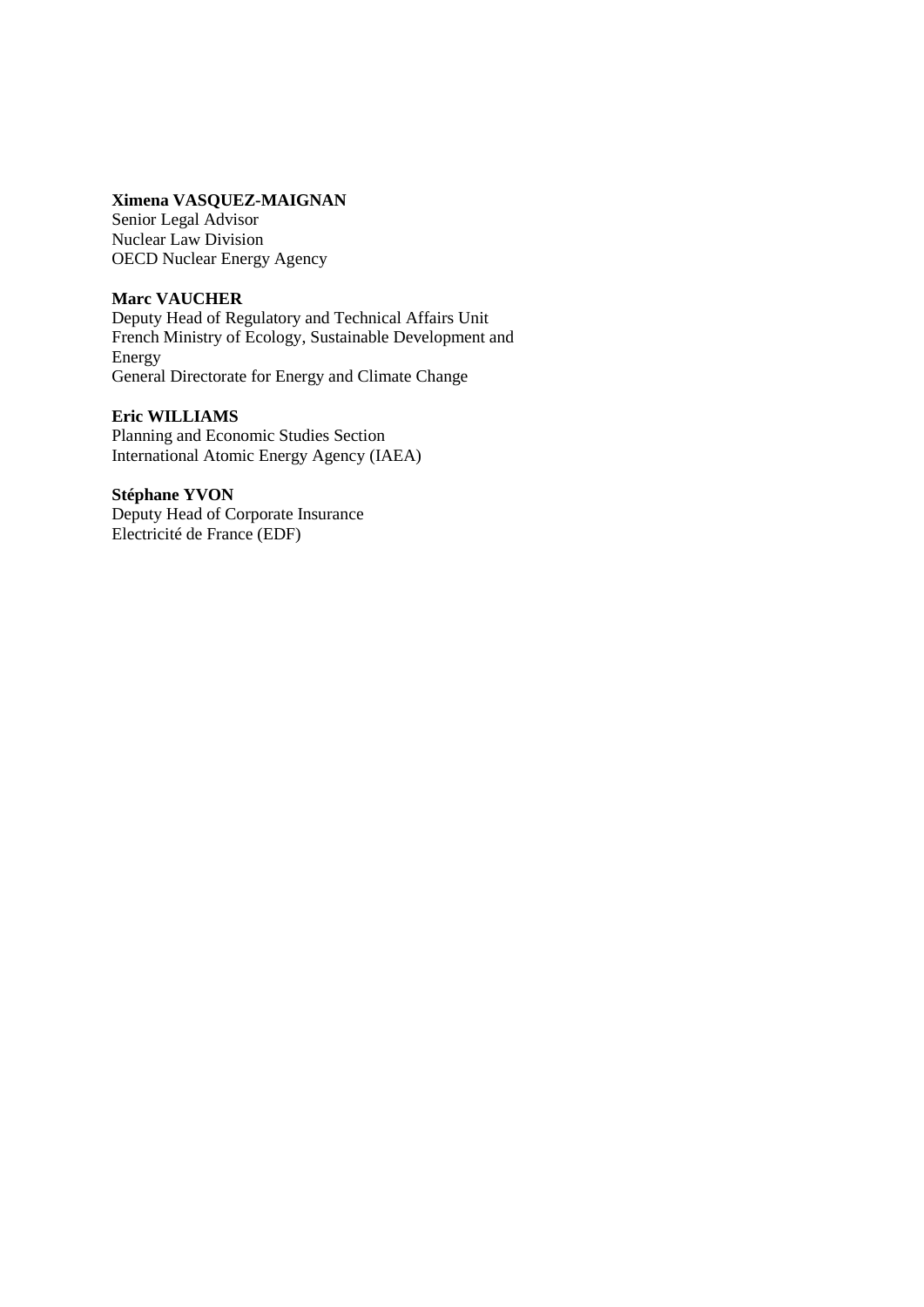**Ximena VASQUEZ-MAIGNAN**
Senior Legal Advisor
Nuclear Law Division
OECD Nuclear Energy Agency

**Marc VAUCHER**
Deputy Head of Regulatory and Technical Affairs Unit
French Ministry of Ecology, Sustainable Development and Energy
General Directorate for Energy and Climate Change

**Eric WILLIAMS**
Planning and Economic Studies Section
International Atomic Energy Agency (IAEA)

**Stéphane YVON**
Deputy Head of Corporate Insurance
Electricité de France (EDF)